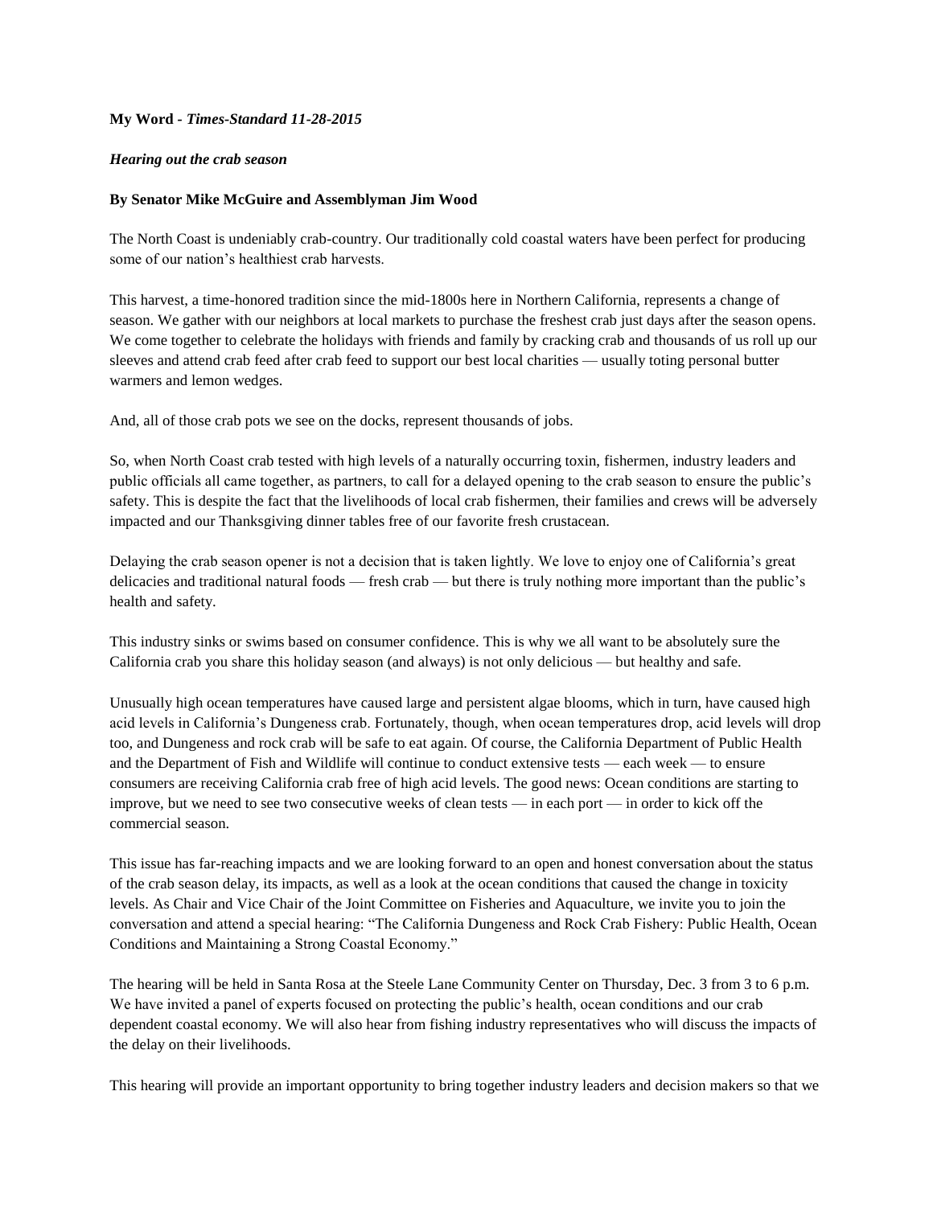**My Word -** ***Times-Standard 11-28-2015***

***Hearing out the crab season***

**By Senator Mike McGuire and Assemblyman Jim Wood**

The North Coast is undeniably crab-country. Our traditionally cold coastal waters have been perfect for producing some of our nation's healthiest crab harvests.

This harvest, a time-honored tradition since the mid-1800s here in Northern California, represents a change of season. We gather with our neighbors at local markets to purchase the freshest crab just days after the season opens. We come together to celebrate the holidays with friends and family by cracking crab and thousands of us roll up our sleeves and attend crab feed after crab feed to support our best local charities — usually toting personal butter warmers and lemon wedges.

And, all of those crab pots we see on the docks, represent thousands of jobs.

So, when North Coast crab tested with high levels of a naturally occurring toxin, fishermen, industry leaders and public officials all came together, as partners, to call for a delayed opening to the crab season to ensure the public's safety. This is despite the fact that the livelihoods of local crab fishermen, their families and crews will be adversely impacted and our Thanksgiving dinner tables free of our favorite fresh crustacean.

Delaying the crab season opener is not a decision that is taken lightly. We love to enjoy one of California's great delicacies and traditional natural foods — fresh crab — but there is truly nothing more important than the public's health and safety.

This industry sinks or swims based on consumer confidence. This is why we all want to be absolutely sure the California crab you share this holiday season (and always) is not only delicious — but healthy and safe.

Unusually high ocean temperatures have caused large and persistent algae blooms, which in turn, have caused high acid levels in California's Dungeness crab. Fortunately, though, when ocean temperatures drop, acid levels will drop too, and Dungeness and rock crab will be safe to eat again. Of course, the California Department of Public Health and the Department of Fish and Wildlife will continue to conduct extensive tests — each week — to ensure consumers are receiving California crab free of high acid levels. The good news: Ocean conditions are starting to improve, but we need to see two consecutive weeks of clean tests — in each port — in order to kick off the commercial season.

This issue has far-reaching impacts and we are looking forward to an open and honest conversation about the status of the crab season delay, its impacts, as well as a look at the ocean conditions that caused the change in toxicity levels. As Chair and Vice Chair of the Joint Committee on Fisheries and Aquaculture, we invite you to join the conversation and attend a special hearing: "The California Dungeness and Rock Crab Fishery: Public Health, Ocean Conditions and Maintaining a Strong Coastal Economy."

The hearing will be held in Santa Rosa at the Steele Lane Community Center on Thursday, Dec. 3 from 3 to 6 p.m. We have invited a panel of experts focused on protecting the public's health, ocean conditions and our crab dependent coastal economy. We will also hear from fishing industry representatives who will discuss the impacts of the delay on their livelihoods.

This hearing will provide an important opportunity to bring together industry leaders and decision makers so that we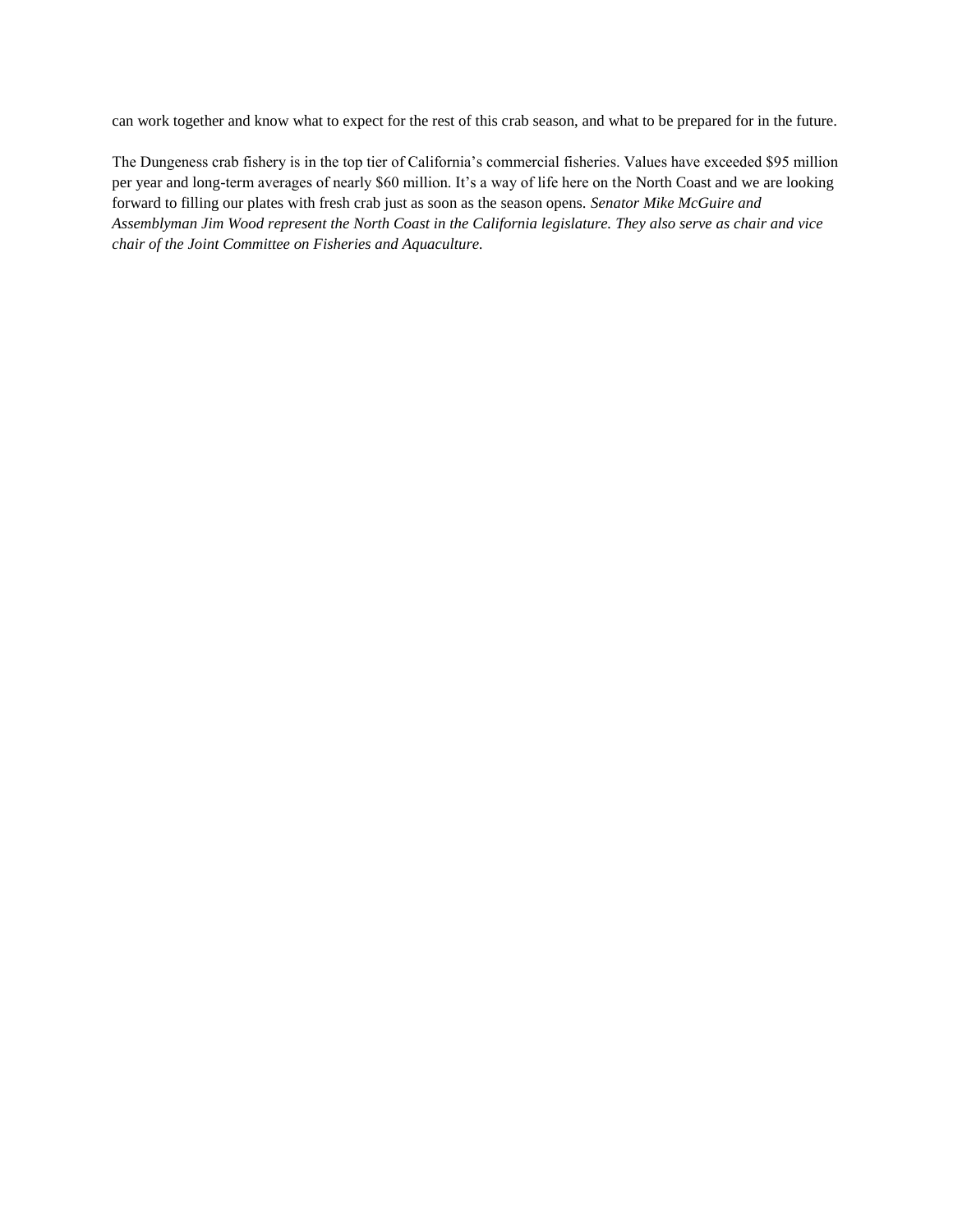can work together and know what to expect for the rest of this crab season, and what to be prepared for in the future.

The Dungeness crab fishery is in the top tier of California's commercial fisheries. Values have exceeded $95 million per year and long-term averages of nearly $60 million. It's a way of life here on the North Coast and we are looking forward to filling our plates with fresh crab just as soon as the season opens. *Senator Mike McGuire and Assemblyman Jim Wood represent the North Coast in the California legislature. They also serve as chair and vice chair of the Joint Committee on Fisheries and Aquaculture.*